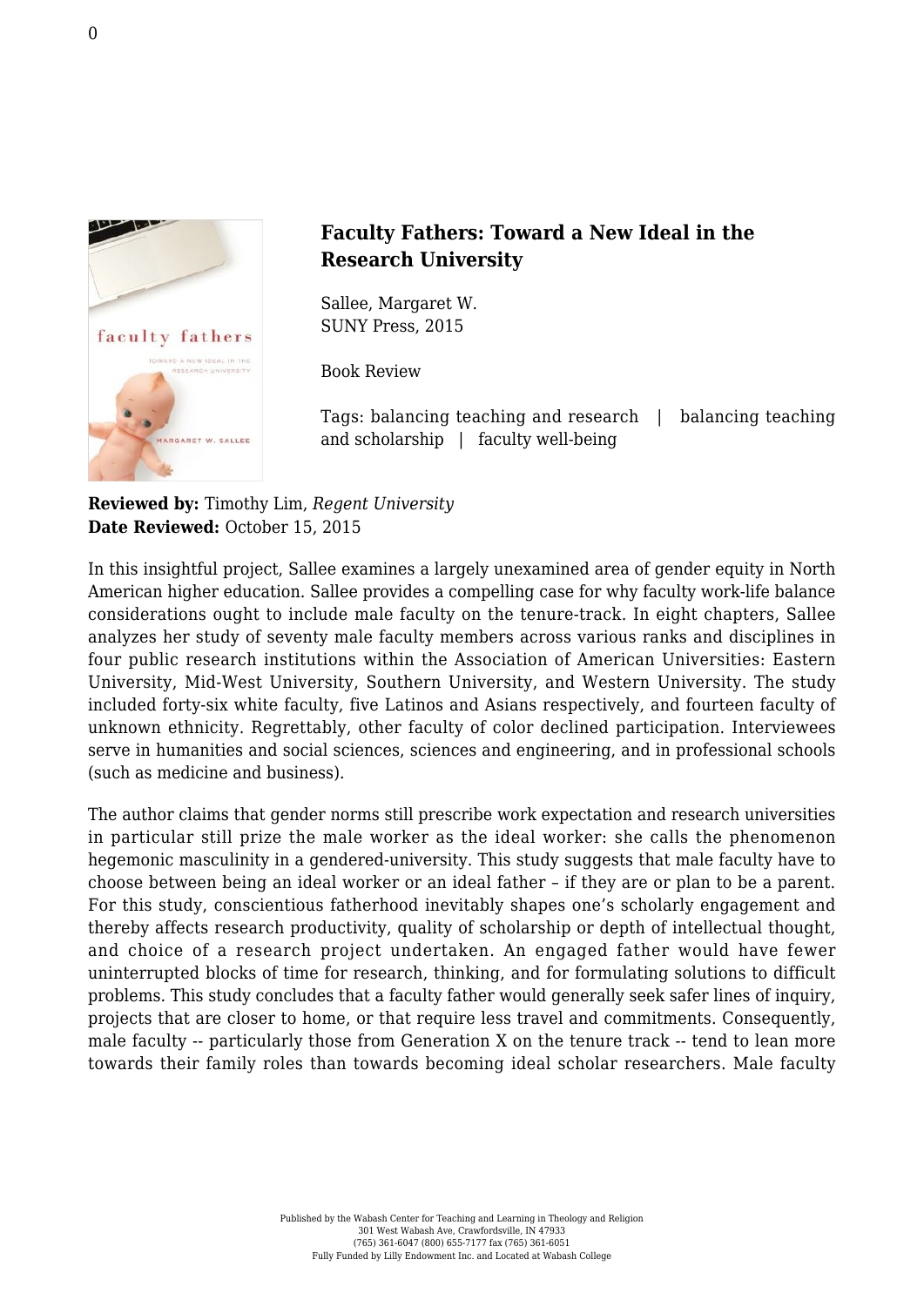## Faculty Fathers: Toward a New Ideal in the Research University

Sallee, Margaret W.
SUNY Press, 2015

Book Review

Tags: balancing teaching and research | balancing teaching and scholarship | faculty well-being

**Reviewed by:** Timothy Lim, *Regent University*
**Date Reviewed:** October 15, 2015

In this insightful project, Sallee examines a largely unexamined area of gender equity in North American higher education. Sallee provides a compelling case for why faculty work-life balance considerations ought to include male faculty on the tenure-track. In eight chapters, Sallee analyzes her study of seventy male faculty members across various ranks and disciplines in four public research institutions within the Association of American Universities: Eastern University, Mid-West University, Southern University, and Western University. The study included forty-six white faculty, five Latinos and Asians respectively, and fourteen faculty of unknown ethnicity. Regrettably, other faculty of color declined participation. Interviewees serve in humanities and social sciences, sciences and engineering, and in professional schools (such as medicine and business).

The author claims that gender norms still prescribe work expectation and research universities in particular still prize the male worker as the ideal worker: she calls the phenomenon hegemonic masculinity in a gendered-university. This study suggests that male faculty have to choose between being an ideal worker or an ideal father – if they are or plan to be a parent. For this study, conscientious fatherhood inevitably shapes one's scholarly engagement and thereby affects research productivity, quality of scholarship or depth of intellectual thought, and choice of a research project undertaken. An engaged father would have fewer uninterrupted blocks of time for research, thinking, and for formulating solutions to difficult problems. This study concludes that a faculty father would generally seek safer lines of inquiry, projects that are closer to home, or that require less travel and commitments. Consequently, male faculty -- particularly those from Generation X on the tenure track -- tend to lean more towards their family roles than towards becoming ideal scholar researchers. Male faculty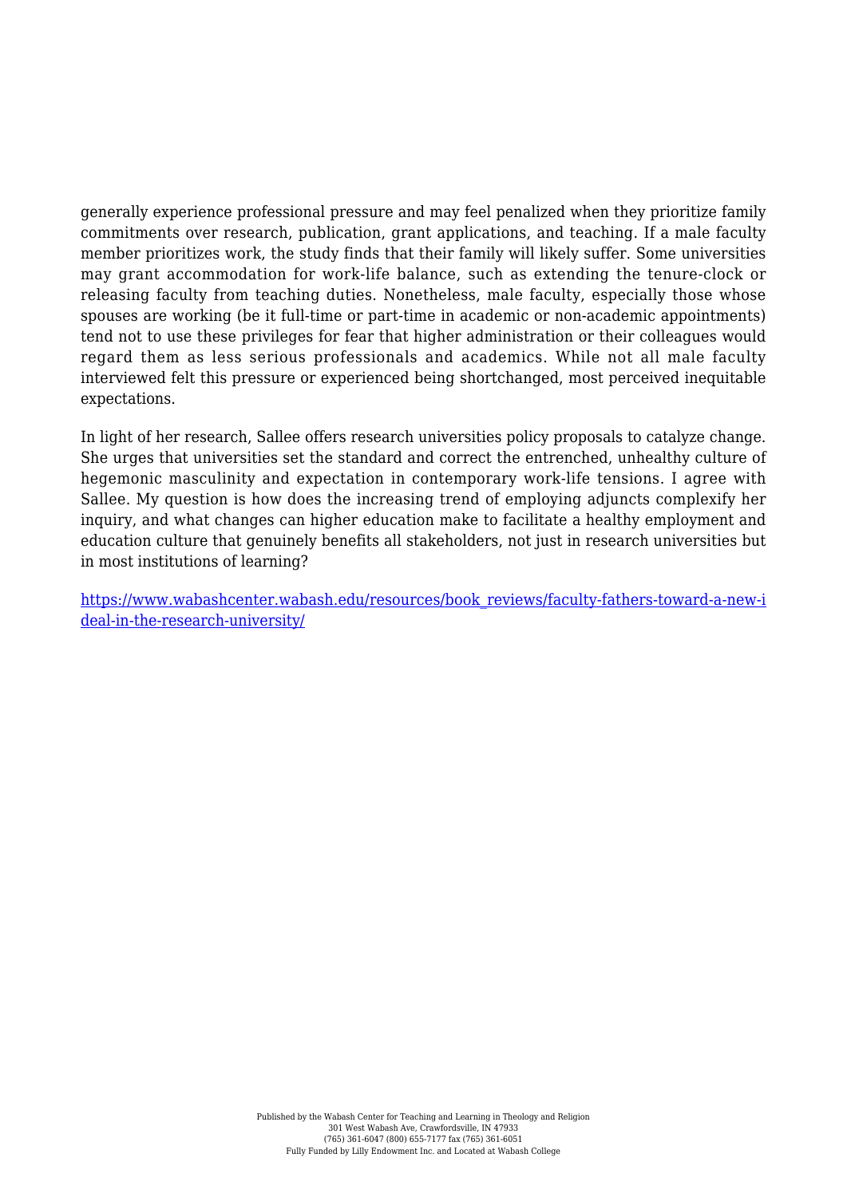generally experience professional pressure and may feel penalized when they prioritize family commitments over research, publication, grant applications, and teaching. If a male faculty member prioritizes work, the study finds that their family will likely suffer. Some universities may grant accommodation for work-life balance, such as extending the tenure-clock or releasing faculty from teaching duties. Nonetheless, male faculty, especially those whose spouses are working (be it full-time or part-time in academic or non-academic appointments) tend not to use these privileges for fear that higher administration or their colleagues would regard them as less serious professionals and academics. While not all male faculty interviewed felt this pressure or experienced being shortchanged, most perceived inequitable expectations.

In light of her research, Sallee offers research universities policy proposals to catalyze change. She urges that universities set the standard and correct the entrenched, unhealthy culture of hegemonic masculinity and expectation in contemporary work-life tensions. I agree with Sallee. My question is how does the increasing trend of employing adjuncts complexify her inquiry, and what changes can higher education make to facilitate a healthy employment and education culture that genuinely benefits all stakeholders, not just in research universities but in most institutions of learning?

[https://www.wabashcenter.wabash.edu/resources/book_reviews/faculty-fathers-toward-a-new-ideal-in-the-research-university/](https://www.wabashcenter.wabash.edu/resources/book_reviews/faculty-fathers-toward-a-new-ideal-in-the-research-university/)